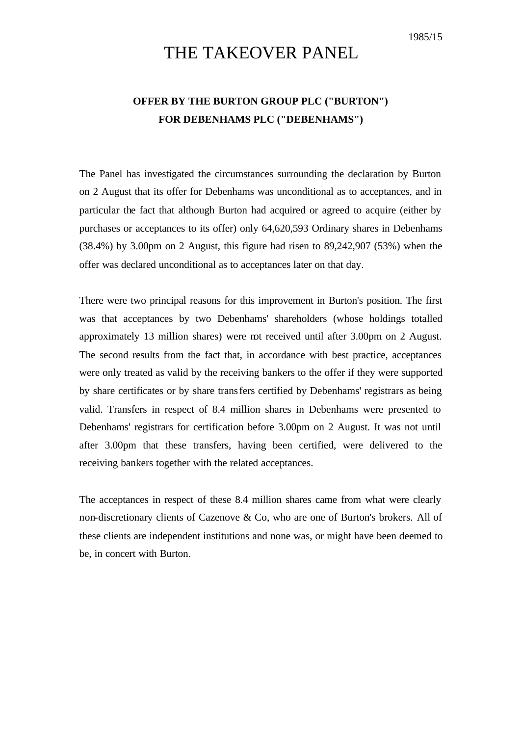1985/15

# THE TAKEOVER PANEL

## OFFER BY THE BURTON GROUP PLC ("BURTON") FOR DEBENHAMS PLC ("DEBENHAMS")

The Panel has investigated the circumstances surrounding the declaration by Burton on 2 August that its offer for Debenhams was unconditional as to acceptances, and in particular the fact that although Burton had acquired or agreed to acquire (either by purchases or acceptances to its offer) only 64,620,593 Ordinary shares in Debenhams (38.4%) by 3.00pm on 2 August, this figure had risen to 89,242,907 (53%) when the offer was declared unconditional as to acceptances later on that day.

There were two principal reasons for this improvement in Burton's position. The first was that acceptances by two Debenhams' shareholders (whose holdings totalled approximately 13 million shares) were not received until after 3.00pm on 2 August. The second results from the fact that, in accordance with best practice, acceptances were only treated as valid by the receiving bankers to the offer if they were supported by share certificates or by share transfers certified by Debenhams' registrars as being valid. Transfers in respect of 8.4 million shares in Debenhams were presented to Debenhams' registrars for certification before 3.00pm on 2 August. It was not until after 3.00pm that these transfers, having been certified, were delivered to the receiving bankers together with the related acceptances.

The acceptances in respect of these 8.4 million shares came from what were clearly non-discretionary clients of Cazenove & Co, who are one of Burton's brokers. All of these clients are independent institutions and none was, or might have been deemed to be, in concert with Burton.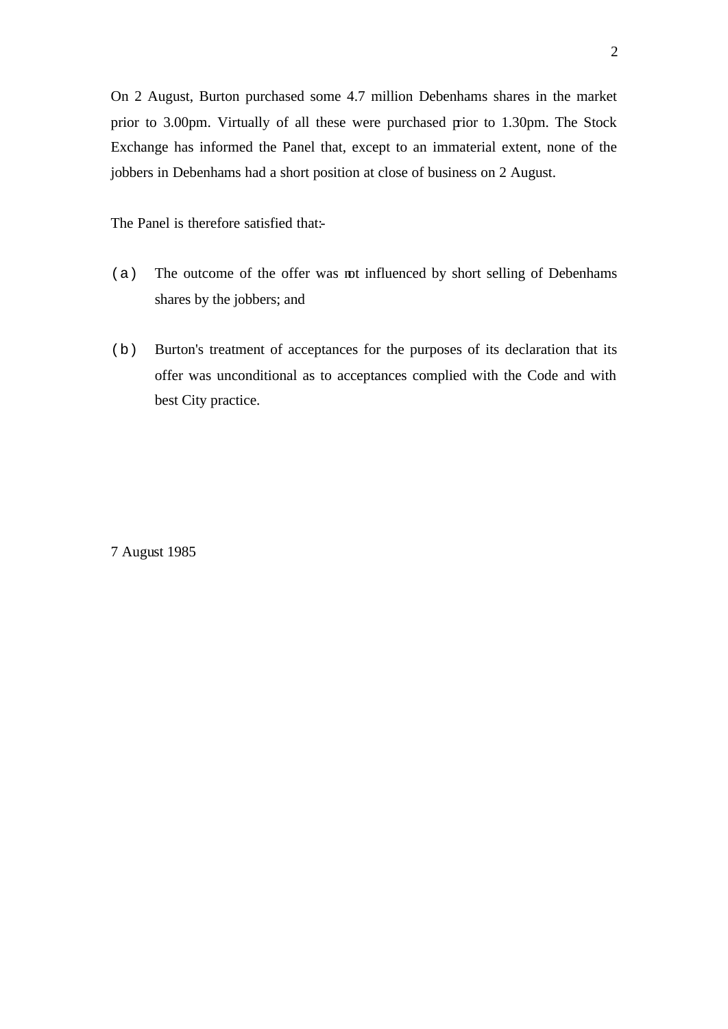On 2 August, Burton purchased some 4.7 million Debenhams shares in the market prior to 3.00pm. Virtually of all these were purchased prior to 1.30pm. The Stock Exchange has informed the Panel that, except to an immaterial extent, none of the jobbers in Debenhams had a short position at close of business on 2 August.

The Panel is therefore satisfied that:-

(a) The outcome of the offer was not influenced by short selling of Debenhams shares by the jobbers; and

(b) Burton's treatment of acceptances for the purposes of its declaration that its offer was unconditional as to acceptances complied with the Code and with best City practice.

7 August 1985